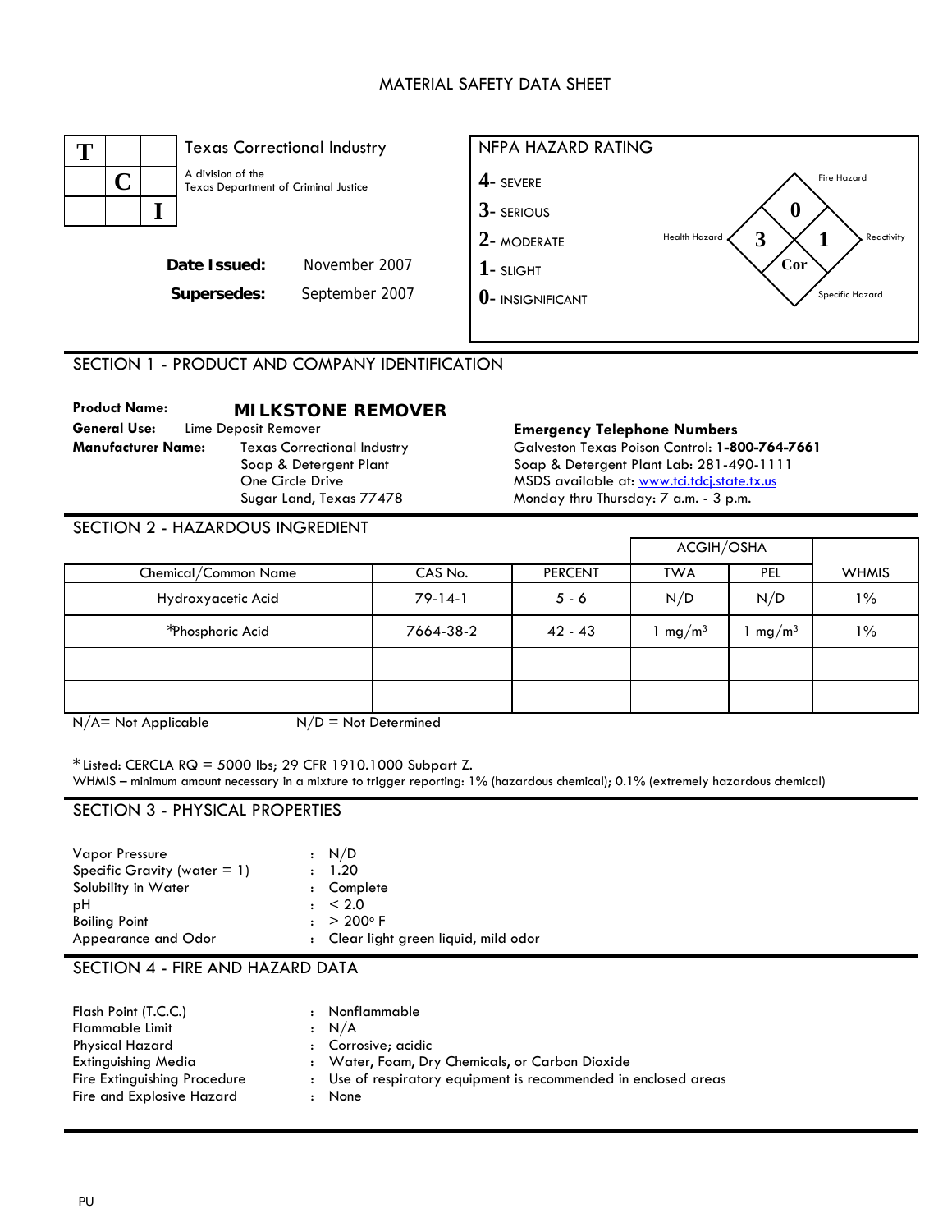# MATERIAL SAFETY DATA SHEET

**Texas Correctional Industry**
A division of the Texas Department of Criminal Justice

**Date Issued:** November 2007
**Supersedes:** September 2007

**NFPA HAZARD RATING**

- 4- SEVERE
- 3- SERIOUS
- 2- MODERATE
- 1- SLIGHT
- 0- INSIGNIFICANT

| Fire Hazard | Health Hazard | Reactivity | Specific Hazard |
|---|---|---|---|
| 0 | 3 | 1 | Cor |

## SECTION 1 - PRODUCT AND COMPANY IDENTIFICATION

**Product Name:** **MILKSTONE REMOVER**
**General Use:** Lime Deposit Remover
**Manufacturer Name:** Texas Correctional Industry
Soap & Detergent Plant
One Circle Drive
Sugar Land, Texas 77478

**Emergency Telephone Numbers**
Galveston Texas Poison Control: **1-800-764-7661**
Soap & Detergent Plant Lab: 281-490-1111
MSDS available at: www.tci.tdcj.state.tx.us
Monday thru Thursday: 7 a.m. - 3 p.m.

## SECTION 2 - HAZARDOUS INGREDIENT

| Chemical/Common Name | CAS No. | PERCENT | ACGIH/OSHA TWA | ACGIH/OSHA PEL | WHMIS |
|---|---|---|---|---|---|
| Hydroxyacetic Acid | 79-14-1 | 5 - 6 | N/D | N/D | 1% |
| *Phosphoric Acid | 7664-38-2 | 42 - 43 | 1 mg/m$^3$ | 1 mg/m$^3$ | 1% |
| | | | | | |
| | | | | | |

N/A= Not Applicable N/D = Not Determined

* Listed: CERCLA RQ = 5000 lbs; 29 CFR 1910.1000 Subpart Z.
WHMIS – minimum amount necessary in a mixture to trigger reporting: 1% (hazardous chemical); 0.1% (extremely hazardous chemical)

## SECTION 3 - PHYSICAL PROPERTIES

| | |
|---|---|
| Vapor Pressure | : N/D |
| Specific Gravity (water = 1) | : 1.20 |
| Solubility in Water | : Complete |
| pH | : < 2.0 |
| Boiling Point | : > 200° F |
| Appearance and Odor | : Clear light green liquid, mild odor |

## SECTION 4 - FIRE AND HAZARD DATA

| | |
|---|---|
| Flash Point (T.C.C.) | : Nonflammable |
| Flammable Limit | : N/A |
| Physical Hazard | : Corrosive; acidic |
| Extinguishing Media | : Water, Foam, Dry Chemicals, or Carbon Dioxide |
| Fire Extinguishing Procedure | : Use of respiratory equipment is recommended in enclosed areas |
| Fire and Explosive Hazard | : None |

PU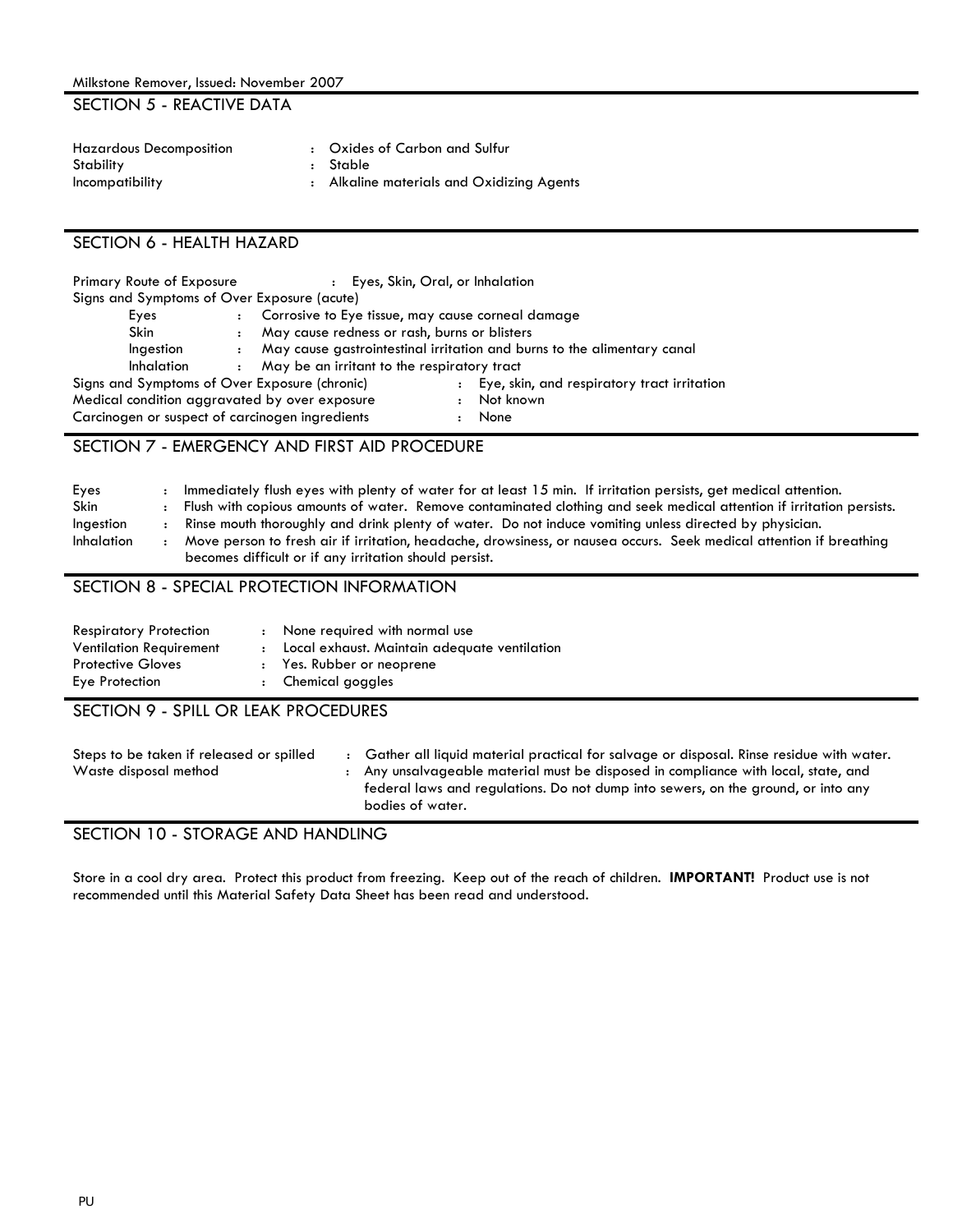## SECTION 5 - REACTIVE DATA

| | | |
|---|---|---|
| Hazardous Decomposition | : | Oxides of Carbon and Sulfur |
| Stability | : | Stable |
| Incompatibility | : | Alkaline materials and Oxidizing Agents |

## SECTION 6 - HEALTH HAZARD

Primary Route of Exposure : Eyes, Skin, Oral, or Inhalation

Signs and Symptoms of Over Exposure (acute)

| | | |
|---|---|---|
| Eyes | : | Corrosive to Eye tissue, may cause corneal damage |
| Skin | : | May cause redness or rash, burns or blisters |
| Ingestion | : | May cause gastrointestinal irritation and burns to the alimentary canal |
| Inhalation | : | May be an irritant to the respiratory tract |

| | | |
|---|---|---|
| Signs and Symptoms of Over Exposure (chronic) | : | Eye, skin, and respiratory tract irritation |
| Medical condition aggravated by over exposure | : | Not known |
| Carcinogen or suspect of carcinogen ingredients | : | None |

## SECTION 7 - EMERGENCY AND FIRST AID PROCEDURE

| | | |
|---|---|---|
| Eyes | : | Immediately flush eyes with plenty of water for at least 15 min. If irritation persists, get medical attention. |
| Skin | : | Flush with copious amounts of water. Remove contaminated clothing and seek medical attention if irritation persists. |
| Ingestion | : | Rinse mouth thoroughly and drink plenty of water. Do not induce vomiting unless directed by physician. |
| Inhalation | : | Move person to fresh air if irritation, headache, drowsiness, or nausea occurs. Seek medical attention if breathing becomes difficult or if any irritation should persist. |

## SECTION 8 - SPECIAL PROTECTION INFORMATION

| | | |
|---|---|---|
| Respiratory Protection | : | None required with normal use |
| Ventilation Requirement | : | Local exhaust. Maintain adequate ventilation |
| Protective Gloves | : | Yes. Rubber or neoprene |
| Eye Protection | : | Chemical goggles |

## SECTION 9 - SPILL OR LEAK PROCEDURES

| | | |
|---|---|---|
| Steps to be taken if released or spilled | : | Gather all liquid material practical for salvage or disposal. Rinse residue with water. |
| Waste disposal method | : | Any unsalvageable material must be disposed in compliance with local, state, and federal laws and regulations. Do not dump into sewers, on the ground, or into any bodies of water. |

## SECTION 10 - STORAGE AND HANDLING

Store in a cool dry area. Protect this product from freezing. Keep out of the reach of children. **IMPORTANT!** Product use is not recommended until this Material Safety Data Sheet has been read and understood.